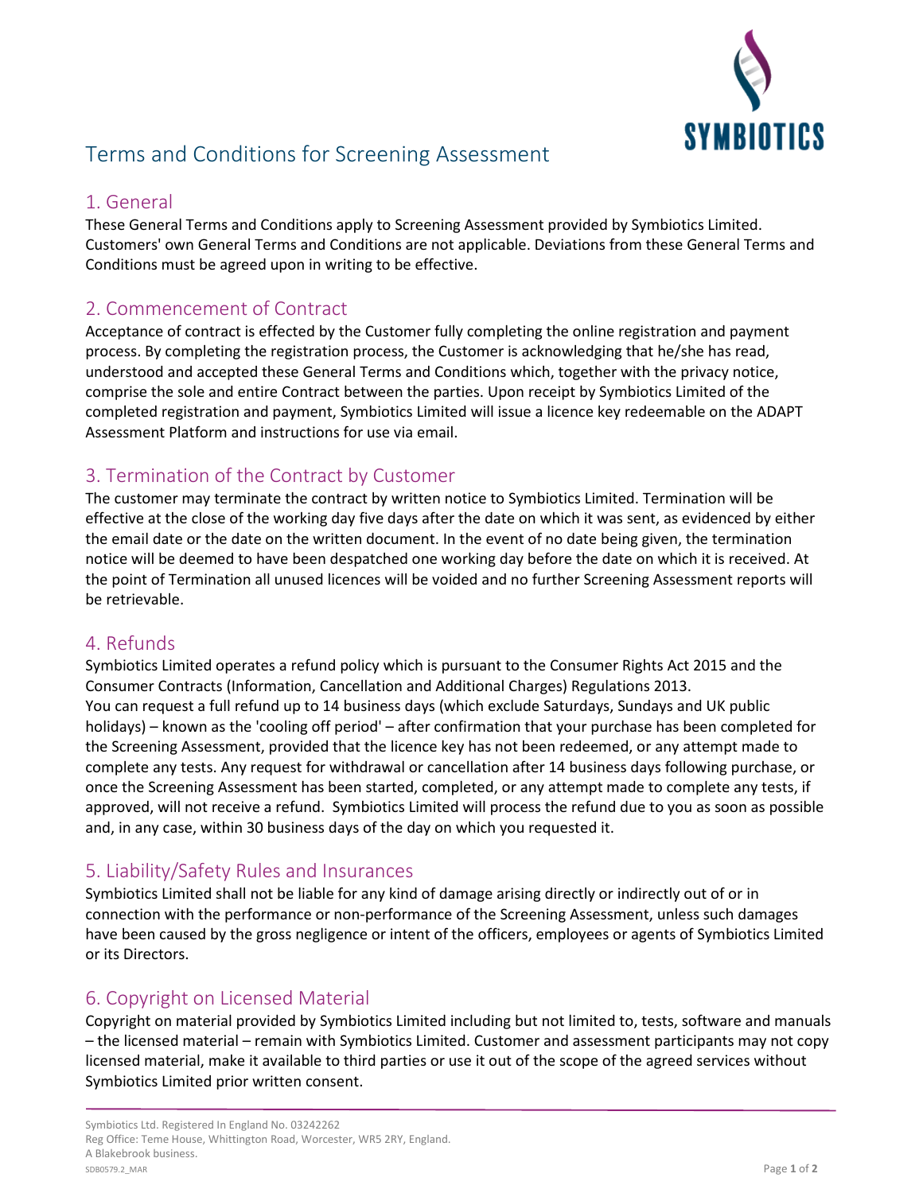# Terms and Conditions for Screening Assessment

## 1. General

These General Terms and Conditions apply to Screening Assessment provided by Symbiotics Limited. Customers' own General Terms and Conditions are not applicable. Deviations from these General Terms and Conditions must be agreed upon in writing to be effective.

## 2. Commencement of Contract

Acceptance of contract is effected by the Customer fully completing the online registration and payment process. By completing the registration process, the Customer is acknowledging that he/she has read, understood and accepted these General Terms and Conditions which, together with the privacy notice, comprise the sole and entire Contract between the parties. Upon receipt by Symbiotics Limited of the completed registration and payment, Symbiotics Limited will issue a licence key redeemable on the ADAPT Assessment Platform and instructions for use via email.

## 3. Termination of the Contract by Customer

The customer may terminate the contract by written notice to Symbiotics Limited. Termination will be effective at the close of the working day five days after the date on which it was sent, as evidenced by either the email date or the date on the written document. In the event of no date being given, the termination notice will be deemed to have been despatched one working day before the date on which it is received. At the point of Termination all unused licences will be voided and no further Screening Assessment reports will be retrievable.

## 4. Refunds

Symbiotics Limited operates a refund policy which is pursuant to the Consumer Rights Act 2015 and the Consumer Contracts (Information, Cancellation and Additional Charges) Regulations 2013.
You can request a full refund up to 14 business days (which exclude Saturdays, Sundays and UK public holidays) – known as the 'cooling off period' – after confirmation that your purchase has been completed for the Screening Assessment, provided that the licence key has not been redeemed, or any attempt made to complete any tests. Any request for withdrawal or cancellation after 14 business days following purchase, or once the Screening Assessment has been started, completed, or any attempt made to complete any tests, if approved, will not receive a refund. Symbiotics Limited will process the refund due to you as soon as possible and, in any case, within 30 business days of the day on which you requested it.

## 5. Liability/Safety Rules and Insurances

Symbiotics Limited shall not be liable for any kind of damage arising directly or indirectly out of or in connection with the performance or non-performance of the Screening Assessment, unless such damages have been caused by the gross negligence or intent of the officers, employees or agents of Symbiotics Limited or its Directors.

## 6. Copyright on Licensed Material

Copyright on material provided by Symbiotics Limited including but not limited to, tests, software and manuals – the licensed material – remain with Symbiotics Limited. Customer and assessment participants may not copy licensed material, make it available to third parties or use it out of the scope of the agreed services without Symbiotics Limited prior written consent.

Symbiotics Ltd. Registered In England No. 03242262
Reg Office: Teme House, Whittington Road, Worcester, WR5 2RY, England.
A Blakebrook business.
SDB0579.2_MAR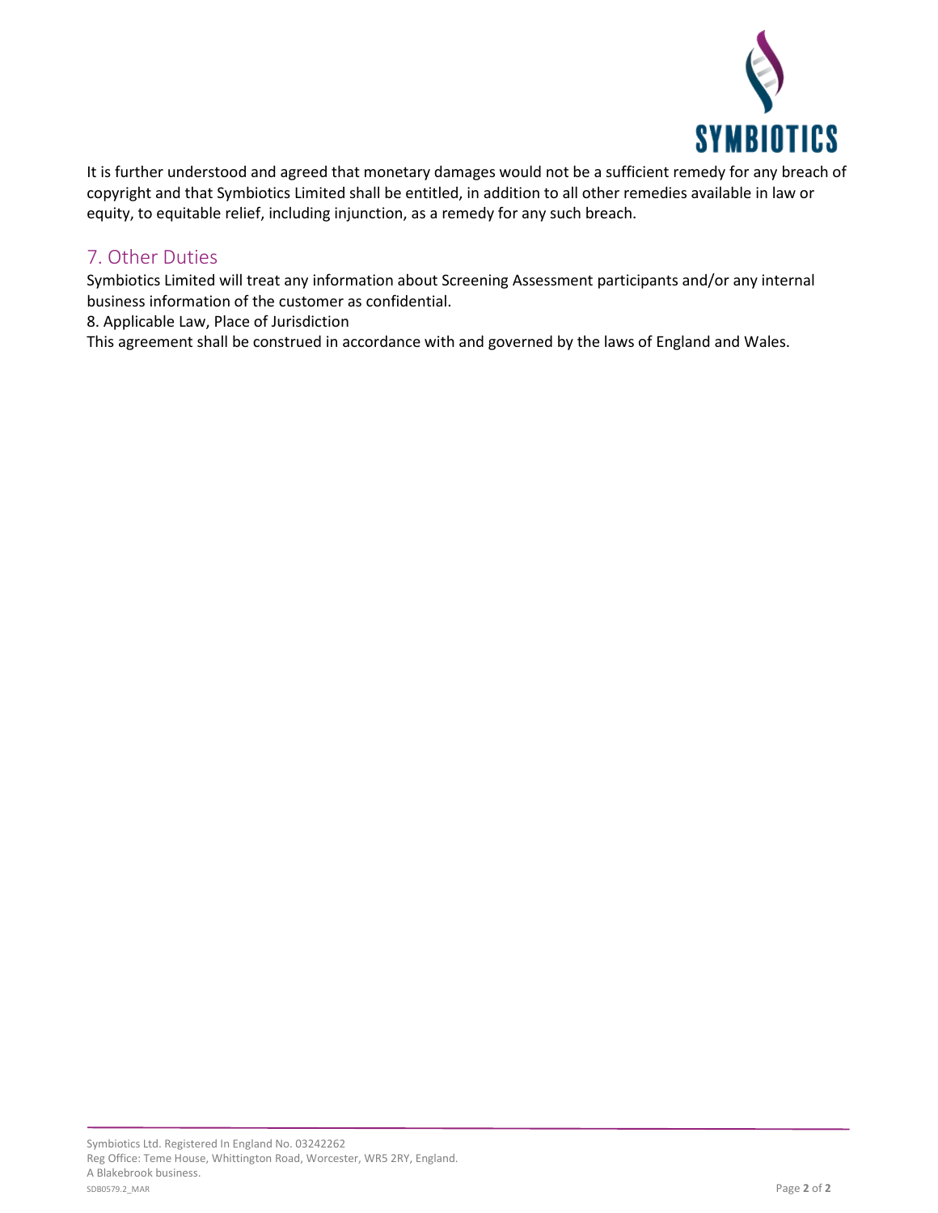It is further understood and agreed that monetary damages would not be a sufficient remedy for any breach of copyright and that Symbiotics Limited shall be entitled, in addition to all other remedies available in law or equity, to equitable relief, including injunction, as a remedy for any such breach.

## 7. Other Duties

Symbiotics Limited will treat any information about Screening Assessment participants and/or any internal business information of the customer as confidential.

8. Applicable Law, Place of Jurisdiction

This agreement shall be construed in accordance with and governed by the laws of England and Wales.